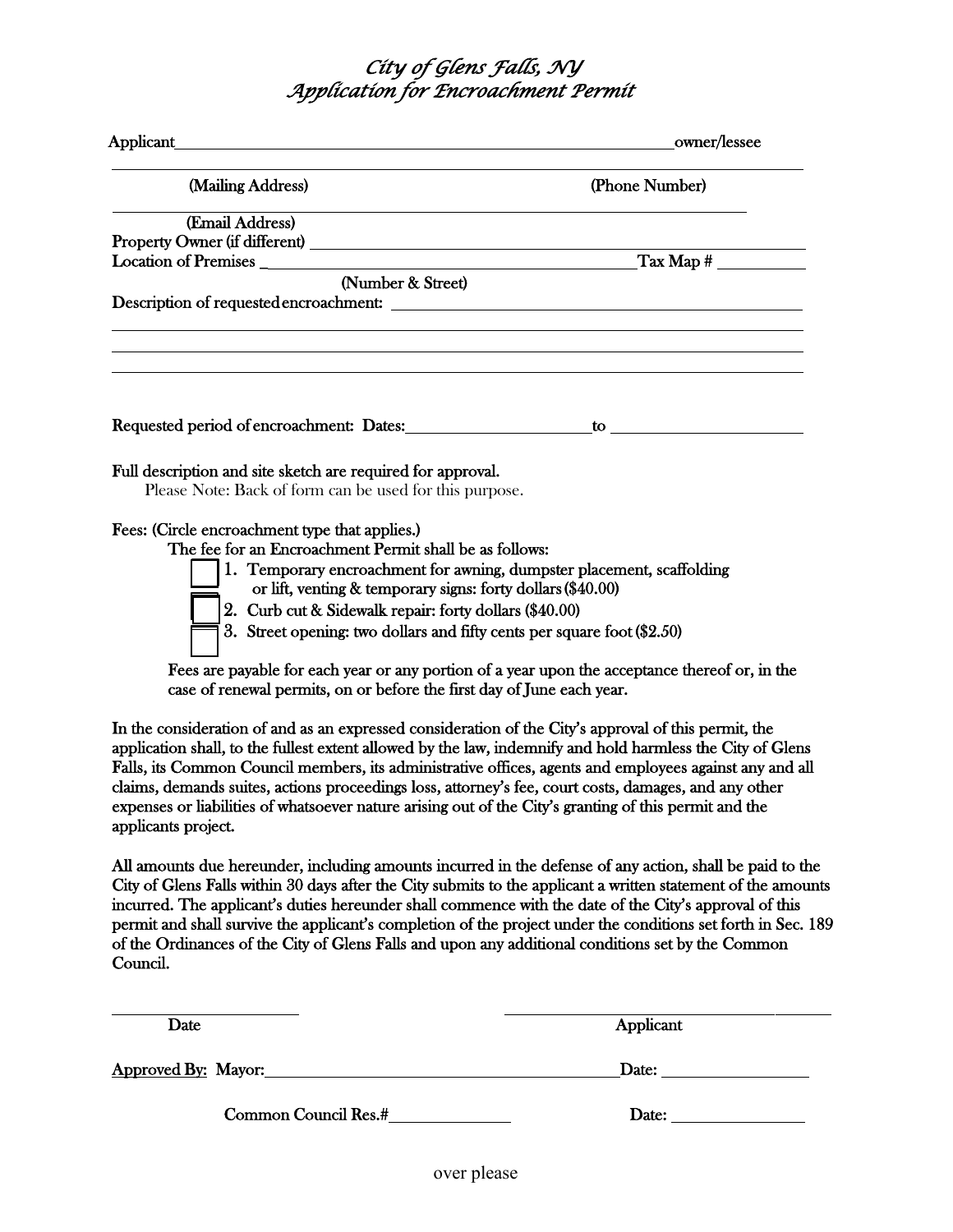# *City of Glens Falls, NY*
## *Application for Encroachment Permit*

Applicant_______________________________________________________________owner/lessee

_____________________________________________________________________________

(Mailing Address) (Phone Number)

_____________________________________________________________________________

(Email Address)

Property Owner (if different) ______________________________________________________

Location of Premises _____________________________________________Tax Map # __________

(Number & Street)

Description of requested encroachment: ______________________________________________

_____________________________________________________________________________

_____________________________________________________________________________

_____________________________________________________________________________

Requested period of encroachment: Dates:______________________to ______________________

Full description and site sketch are required for approval.

Please Note: Back of form can be used for this purpose.

Fees: (Circle encroachment type that applies.)

The fee for an Encroachment Permit shall be as follows:

- ☐ 1. Temporary encroachment for awning, dumpster placement, scaffolding or lift, venting & temporary signs: forty dollars ($40.00)
- ☐ 2. Curb cut & Sidewalk repair: forty dollars ($40.00)
- ☐ 3. Street opening: two dollars and fifty cents per square foot ($2.50)

Fees are payable for each year or any portion of a year upon the acceptance thereof or, in the case of renewal permits, on or before the first day of June each year.

In the consideration of and as an expressed consideration of the City's approval of this permit, the application shall, to the fullest extent allowed by the law, indemnify and hold harmless the City of Glens Falls, its Common Council members, its administrative offices, agents and employees against any and all claims, demands suites, actions proceedings loss, attorney's fee, court costs, damages, and any other expenses or liabilities of whatsoever nature arising out of the City's granting of this permit and the applicants project.

All amounts due hereunder, including amounts incurred in the defense of any action, shall be paid to the City of Glens Falls within 30 days after the City submits to the applicant a written statement of the amounts incurred. The applicant's duties hereunder shall commence with the date of the City's approval of this permit and shall survive the applicant's completion of the project under the conditions set forth in Sec. 189 of the Ordinances of the City of Glens Falls and upon any additional conditions set by the Common Council.

______________________ ____________________________________

Date Applicant

Approved By: Mayor:_____________________________________________Date: _________________

Common Council Res.#______________ Date: ________________

over please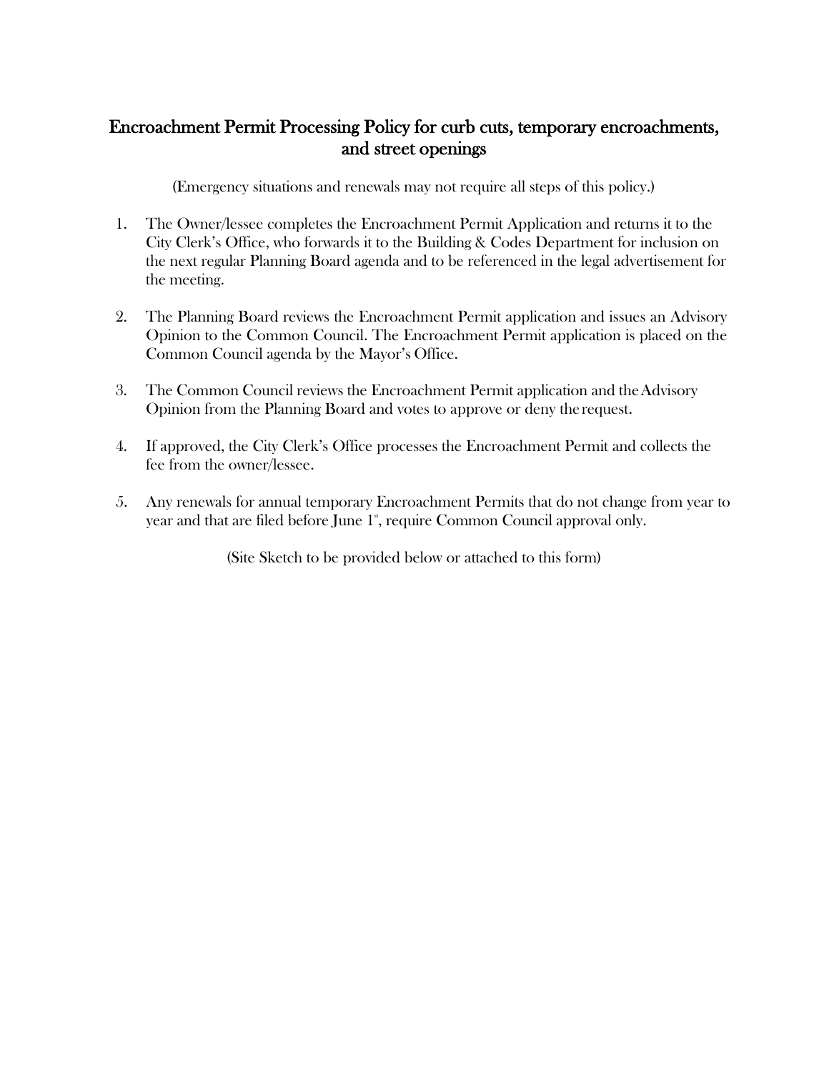## Encroachment Permit Processing Policy for curb cuts, temporary encroachments, and street openings

(Emergency situations and renewals may not require all steps of this policy.)

1. The Owner/lessee completes the Encroachment Permit Application and returns it to the City Clerk's Office, who forwards it to the Building & Codes Department for inclusion on the next regular Planning Board agenda and to be referenced in the legal advertisement for the meeting.

2. The Planning Board reviews the Encroachment Permit application and issues an Advisory Opinion to the Common Council. The Encroachment Permit application is placed on the Common Council agenda by the Mayor's Office.

3. The Common Council reviews the Encroachment Permit application and the Advisory Opinion from the Planning Board and votes to approve or deny the request.

4. If approved, the City Clerk's Office processes the Encroachment Permit and collects the fee from the owner/lessee.

5. Any renewals for annual temporary Encroachment Permits that do not change from year to year and that are filed before June 1st, require Common Council approval only.

(Site Sketch to be provided below or attached to this form)